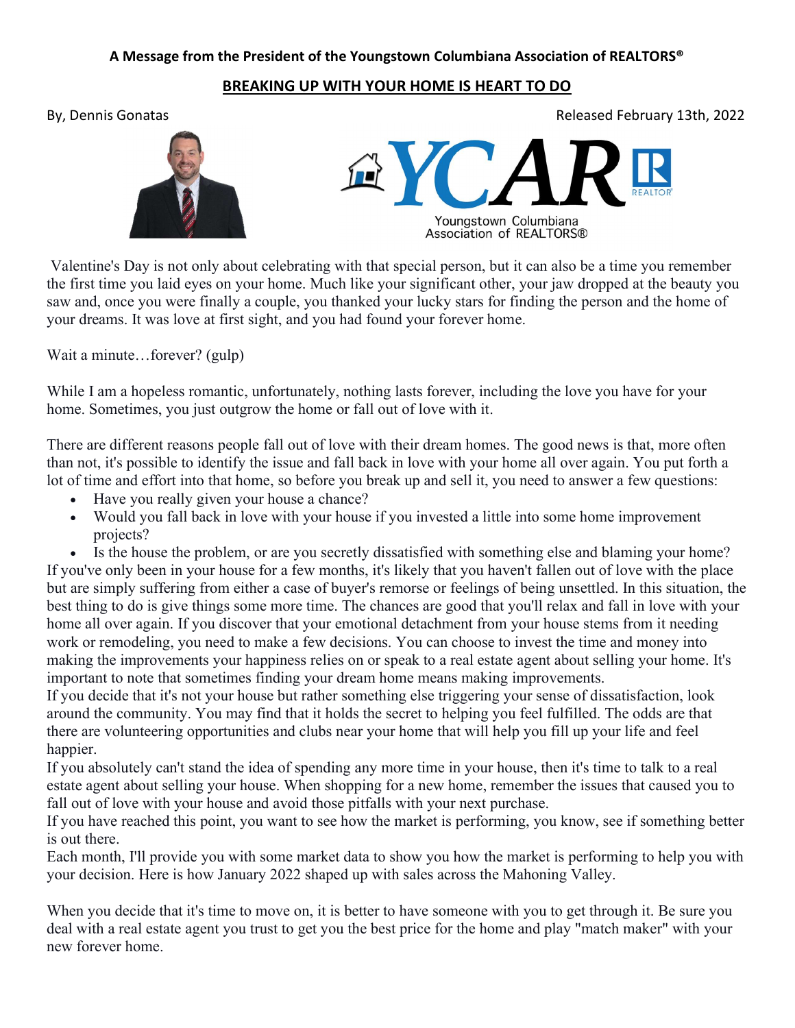**A Message from the President of the Youngstown Columbiana Association of REALTORS®**

## BREAKING UP WITH YOUR HOME IS HEART TO DO

By, Dennis Gonatas

Released February 13th, 2022

Youngstown Columbiana Association of REALTORS®

Valentine's Day is not only about celebrating with that special person, but it can also be a time you remember the first time you laid eyes on your home. Much like your significant other, your jaw dropped at the beauty you saw and, once you were finally a couple, you thanked your lucky stars for finding the person and the home of your dreams. It was love at first sight, and you had found your forever home.

Wait a minute…forever? (gulp)

While I am a hopeless romantic, unfortunately, nothing lasts forever, including the love you have for your home. Sometimes, you just outgrow the home or fall out of love with it.

There are different reasons people fall out of love with their dream homes. The good news is that, more often than not, it's possible to identify the issue and fall back in love with your home all over again. You put forth a lot of time and effort into that home, so before you break up and sell it, you need to answer a few questions:

- Have you really given your house a chance?
- Would you fall back in love with your house if you invested a little into some home improvement projects?
- Is the house the problem, or are you secretly dissatisfied with something else and blaming your home?

If you've only been in your house for a few months, it's likely that you haven't fallen out of love with the place but are simply suffering from either a case of buyer's remorse or feelings of being unsettled. In this situation, the best thing to do is give things some more time. The chances are good that you'll relax and fall in love with your home all over again. If you discover that your emotional detachment from your house stems from it needing work or remodeling, you need to make a few decisions. You can choose to invest the time and money into making the improvements your happiness relies on or speak to a real estate agent about selling your home. It's important to note that sometimes finding your dream home means making improvements.

If you decide that it's not your house but rather something else triggering your sense of dissatisfaction, look around the community. You may find that it holds the secret to helping you feel fulfilled. The odds are that there are volunteering opportunities and clubs near your home that will help you fill up your life and feel happier.

If you absolutely can't stand the idea of spending any more time in your house, then it's time to talk to a real estate agent about selling your house. When shopping for a new home, remember the issues that caused you to fall out of love with your house and avoid those pitfalls with your next purchase.

If you have reached this point, you want to see how the market is performing, you know, see if something better is out there.

Each month, I'll provide you with some market data to show you how the market is performing to help you with your decision. Here is how January 2022 shaped up with sales across the Mahoning Valley.

When you decide that it's time to move on, it is better to have someone with you to get through it. Be sure you deal with a real estate agent you trust to get you the best price for the home and play "match maker" with your new forever home.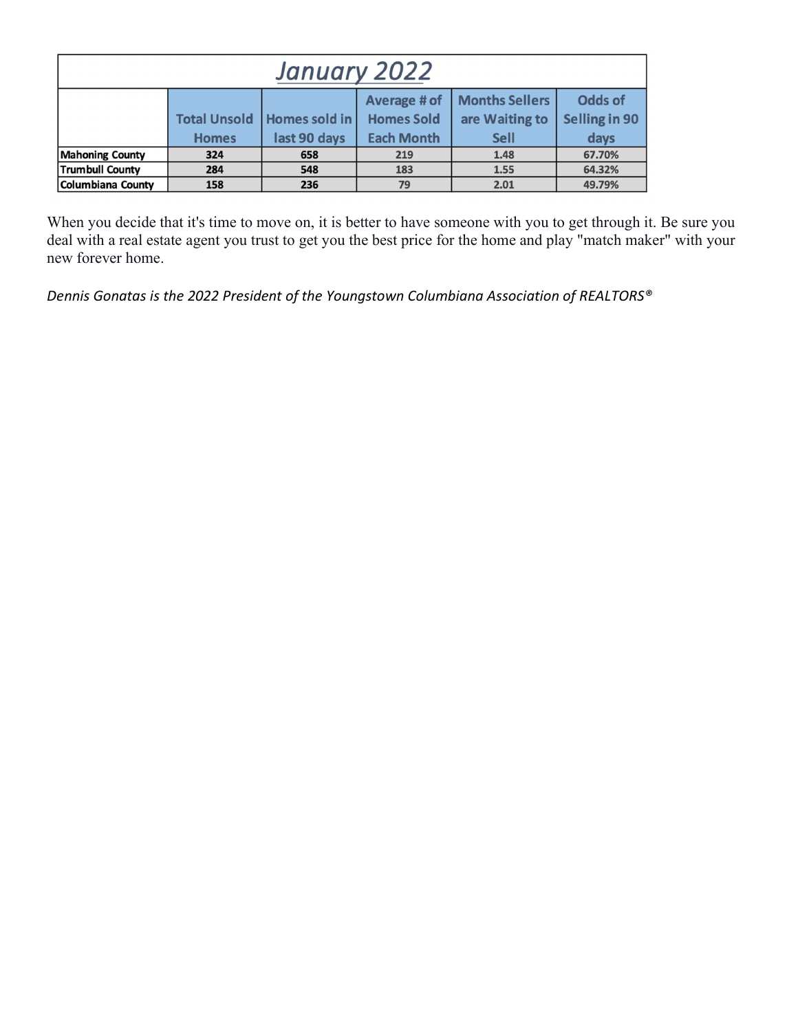| January 2022 | | | | | |
|---|---|---|---|---|---|
| | Total Unsold Homes | Homes sold in last 90 days | Average # of Homes Sold Each Month | Months Sellers are Waiting to Sell | Odds of Selling in 90 days |
| Mahoning County | 324 | 658 | 219 | 1.48 | 67.70% |
| Trumbull County | 284 | 548 | 183 | 1.55 | 64.32% |
| Columbiana County | 158 | 236 | 79 | 2.01 | 49.79% |

When you decide that it's time to move on, it is better to have someone with you to get through it. Be sure you deal with a real estate agent you trust to get you the best price for the home and play "match maker" with your new forever home.

*Dennis Gonatas is the 2022 President of the Youngstown Columbiana Association of REALTORS®*